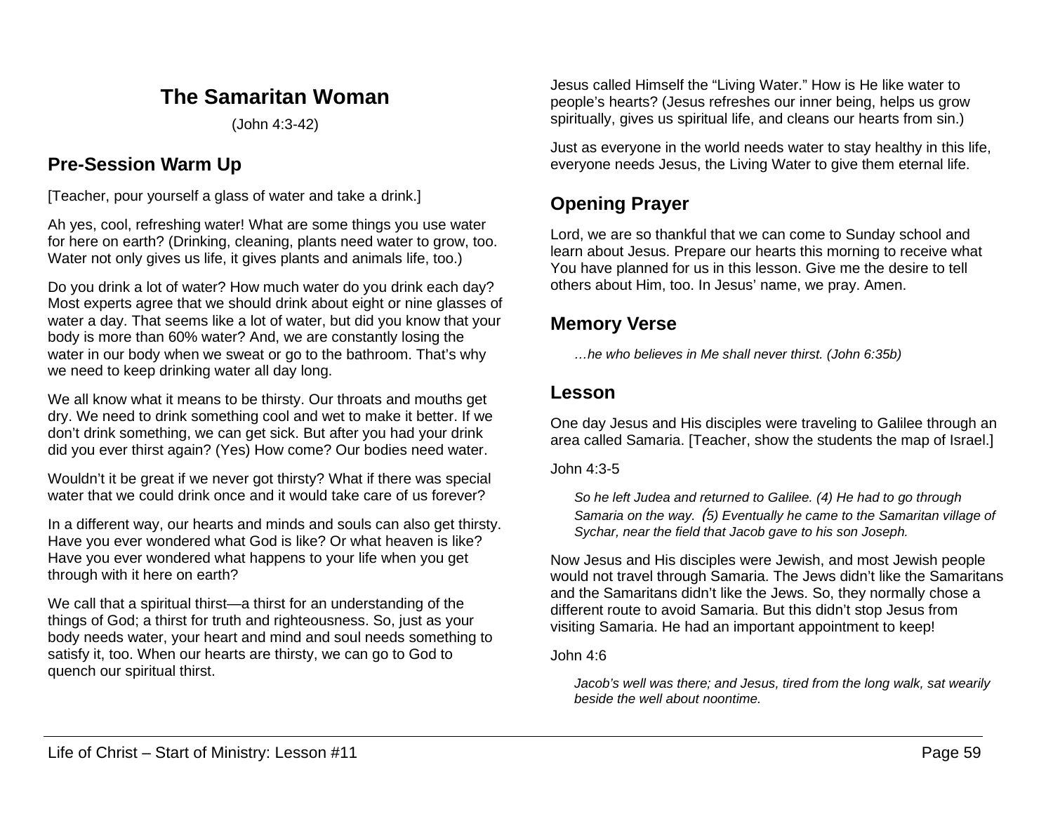# The Samaritan Woman

(John 4:3-42)

## Pre-Session Warm Up

[Teacher, pour yourself a glass of water and take a drink.]

Ah yes, cool, refreshing water! What are some things you use water for here on earth? (Drinking, cleaning, plants need water to grow, too. Water not only gives us life, it gives plants and animals life, too.)

Do you drink a lot of water? How much water do you drink each day? Most experts agree that we should drink about eight or nine glasses of water a day. That seems like a lot of water, but did you know that your body is more than 60% water? And, we are constantly losing the water in our body when we sweat or go to the bathroom. That's why we need to keep drinking water all day long.

We all know what it means to be thirsty. Our throats and mouths get dry. We need to drink something cool and wet to make it better. If we don't drink something, we can get sick. But after you had your drink did you ever thirst again? (Yes) How come? Our bodies need water.

Wouldn't it be great if we never got thirsty? What if there was special water that we could drink once and it would take care of us forever?

In a different way, our hearts and minds and souls can also get thirsty. Have you ever wondered what God is like? Or what heaven is like? Have you ever wondered what happens to your life when you get through with it here on earth?

We call that a spiritual thirst—a thirst for an understanding of the things of God; a thirst for truth and righteousness. So, just as your body needs water, your heart and mind and soul needs something to satisfy it, too. When our hearts are thirsty, we can go to God to quench our spiritual thirst.

Jesus called Himself the "Living Water." How is He like water to people's hearts? (Jesus refreshes our inner being, helps us grow spiritually, gives us spiritual life, and cleans our hearts from sin.)

Just as everyone in the world needs water to stay healthy in this life, everyone needs Jesus, the Living Water to give them eternal life.

## Opening Prayer

Lord, we are so thankful that we can come to Sunday school and learn about Jesus. Prepare our hearts this morning to receive what You have planned for us in this lesson. Give me the desire to tell others about Him, too. In Jesus' name, we pray. Amen.

## Memory Verse

> *…he who believes in Me shall never thirst. (John 6:35b)*

## Lesson

One day Jesus and His disciples were traveling to Galilee through an area called Samaria. [Teacher, show the students the map of Israel.]

John 4:3-5

> *So he left Judea and returned to Galilee. (4) He had to go through Samaria on the way. (5) Eventually he came to the Samaritan village of Sychar, near the field that Jacob gave to his son Joseph.*

Now Jesus and His disciples were Jewish, and most Jewish people would not travel through Samaria. The Jews didn't like the Samaritans and the Samaritans didn't like the Jews. So, they normally chose a different route to avoid Samaria. But this didn't stop Jesus from visiting Samaria. He had an important appointment to keep!

John 4:6

> *Jacob's well was there; and Jesus, tired from the long walk, sat wearily beside the well about noontime.*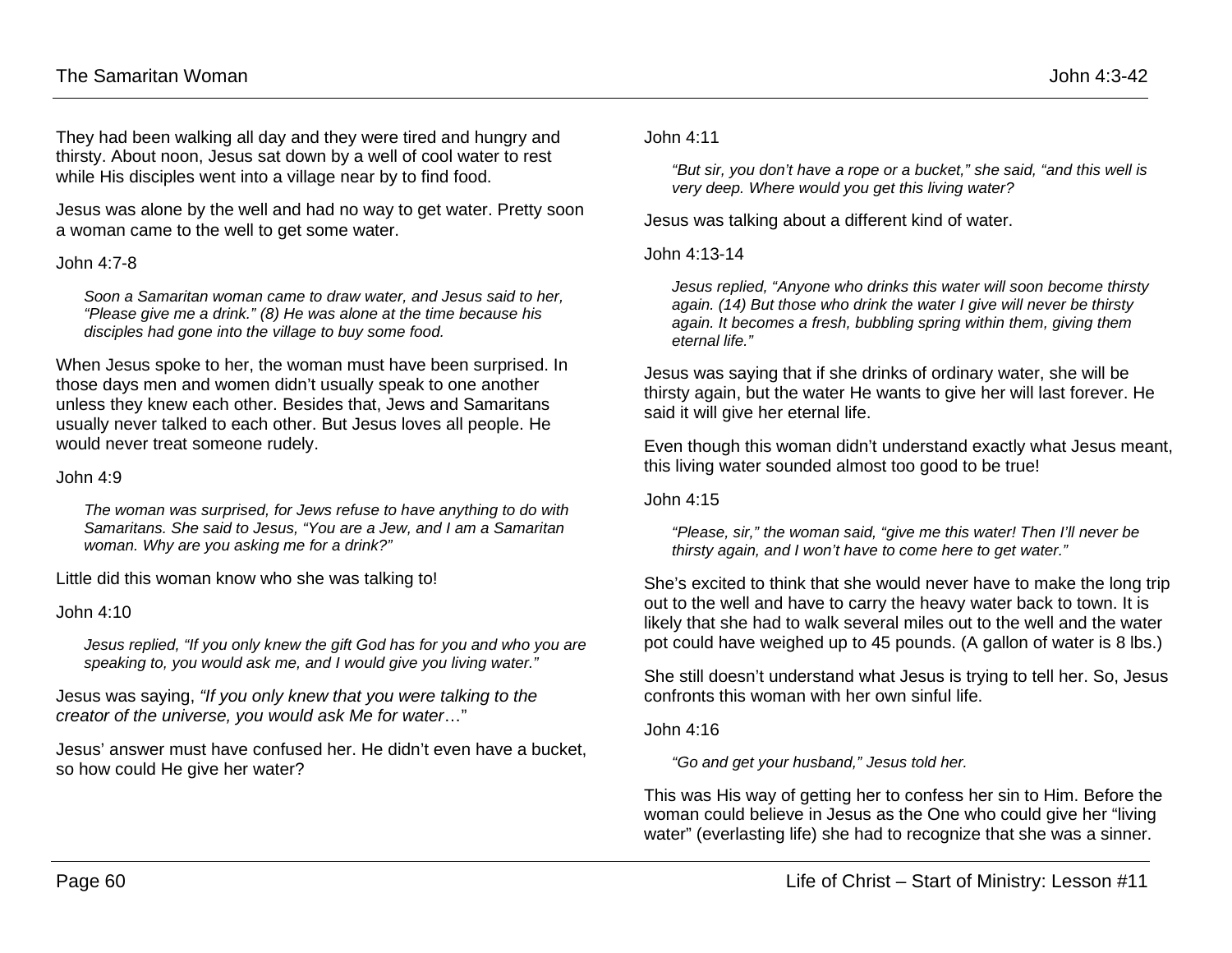They had been walking all day and they were tired and hungry and thirsty. About noon, Jesus sat down by a well of cool water to rest while His disciples went into a village near by to find food.

Jesus was alone by the well and had no way to get water. Pretty soon a woman came to the well to get some water.

John 4:7-8

> *Soon a Samaritan woman came to draw water, and Jesus said to her, "Please give me a drink." (8) He was alone at the time because his disciples had gone into the village to buy some food.*

When Jesus spoke to her, the woman must have been surprised. In those days men and women didn't usually speak to one another unless they knew each other. Besides that, Jews and Samaritans usually never talked to each other. But Jesus loves all people. He would never treat someone rudely.

John 4:9

> *The woman was surprised, for Jews refuse to have anything to do with Samaritans. She said to Jesus, "You are a Jew, and I am a Samaritan woman. Why are you asking me for a drink?"*

Little did this woman know who she was talking to!

John 4:10

> *Jesus replied, "If you only knew the gift God has for you and who you are speaking to, you would ask me, and I would give you living water."*

Jesus was saying, *"If you only knew that you were talking to the creator of the universe, you would ask Me for water*…"

Jesus' answer must have confused her. He didn't even have a bucket, so how could He give her water?

John 4:11

> *"But sir, you don't have a rope or a bucket," she said, "and this well is very deep. Where would you get this living water?*

Jesus was talking about a different kind of water.

John 4:13-14

> *Jesus replied, "Anyone who drinks this water will soon become thirsty again. (14) But those who drink the water I give will never be thirsty again. It becomes a fresh, bubbling spring within them, giving them eternal life."*

Jesus was saying that if she drinks of ordinary water, she will be thirsty again, but the water He wants to give her will last forever. He said it will give her eternal life.

Even though this woman didn't understand exactly what Jesus meant, this living water sounded almost too good to be true!

John 4:15

> *"Please, sir," the woman said, "give me this water! Then I'll never be thirsty again, and I won't have to come here to get water."*

She's excited to think that she would never have to make the long trip out to the well and have to carry the heavy water back to town. It is likely that she had to walk several miles out to the well and the water pot could have weighed up to 45 pounds. (A gallon of water is 8 lbs.)

She still doesn't understand what Jesus is trying to tell her. So, Jesus confronts this woman with her own sinful life.

John 4:16

> *"Go and get your husband," Jesus told her.*

This was His way of getting her to confess her sin to Him. Before the woman could believe in Jesus as the One who could give her "living water" (everlasting life) she had to recognize that she was a sinner.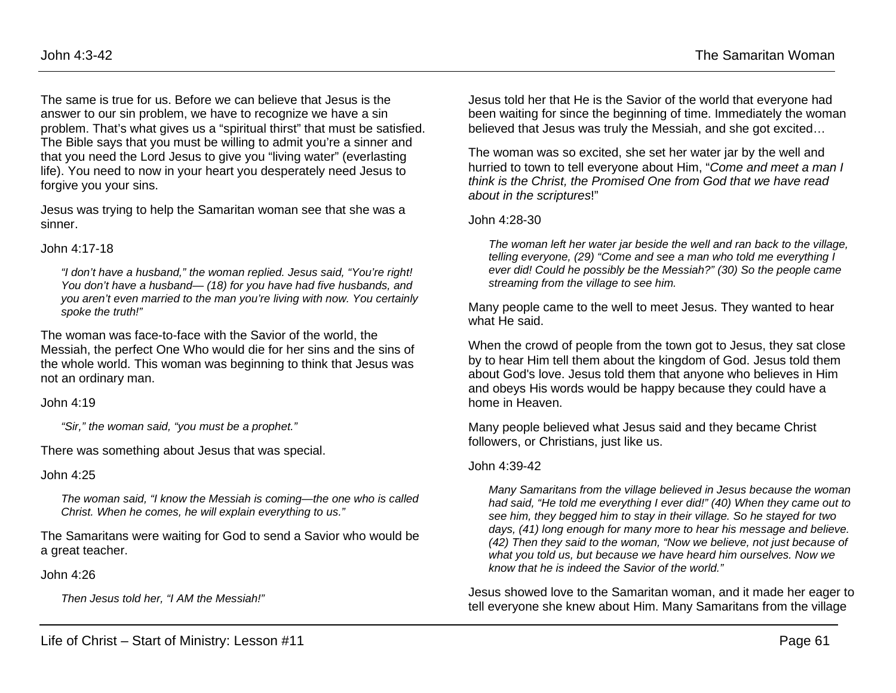The same is true for us. Before we can believe that Jesus is the answer to our sin problem, we have to recognize we have a sin problem. That's what gives us a "spiritual thirst" that must be satisfied. The Bible says that you must be willing to admit you're a sinner and that you need the Lord Jesus to give you "living water" (everlasting life). You need to now in your heart you desperately need Jesus to forgive you your sins.

Jesus was trying to help the Samaritan woman see that she was a sinner.

John 4:17-18

> *"I don't have a husband," the woman replied. Jesus said, "You're right! You don't have a husband— (18) for you have had five husbands, and you aren't even married to the man you're living with now. You certainly spoke the truth!"*

The woman was face-to-face with the Savior of the world, the Messiah, the perfect One Who would die for her sins and the sins of the whole world. This woman was beginning to think that Jesus was not an ordinary man.

John 4:19

> *"Sir," the woman said, "you must be a prophet."*

There was something about Jesus that was special.

John 4:25

> *The woman said, "I know the Messiah is coming—the one who is called Christ. When he comes, he will explain everything to us."*

The Samaritans were waiting for God to send a Savior who would be a great teacher.

John 4:26

> *Then Jesus told her, "I AM the Messiah!"*

Jesus told her that He is the Savior of the world that everyone had been waiting for since the beginning of time. Immediately the woman believed that Jesus was truly the Messiah, and she got excited…

The woman was so excited, she set her water jar by the well and hurried to town to tell everyone about Him, "*Come and meet a man I think is the Christ, the Promised One from God that we have read about in the scriptures*!"

John 4:28-30

> *The woman left her water jar beside the well and ran back to the village, telling everyone, (29) "Come and see a man who told me everything I ever did! Could he possibly be the Messiah?" (30) So the people came streaming from the village to see him.*

Many people came to the well to meet Jesus. They wanted to hear what He said.

When the crowd of people from the town got to Jesus, they sat close by to hear Him tell them about the kingdom of God. Jesus told them about God's love. Jesus told them that anyone who believes in Him and obeys His words would be happy because they could have a home in Heaven.

Many people believed what Jesus said and they became Christ followers, or Christians, just like us.

John 4:39-42

> *Many Samaritans from the village believed in Jesus because the woman had said, "He told me everything I ever did!" (40) When they came out to see him, they begged him to stay in their village. So he stayed for two days, (41) long enough for many more to hear his message and believe. (42) Then they said to the woman, "Now we believe, not just because of what you told us, but because we have heard him ourselves. Now we know that he is indeed the Savior of the world."*

Jesus showed love to the Samaritan woman, and it made her eager to tell everyone she knew about Him. Many Samaritans from the village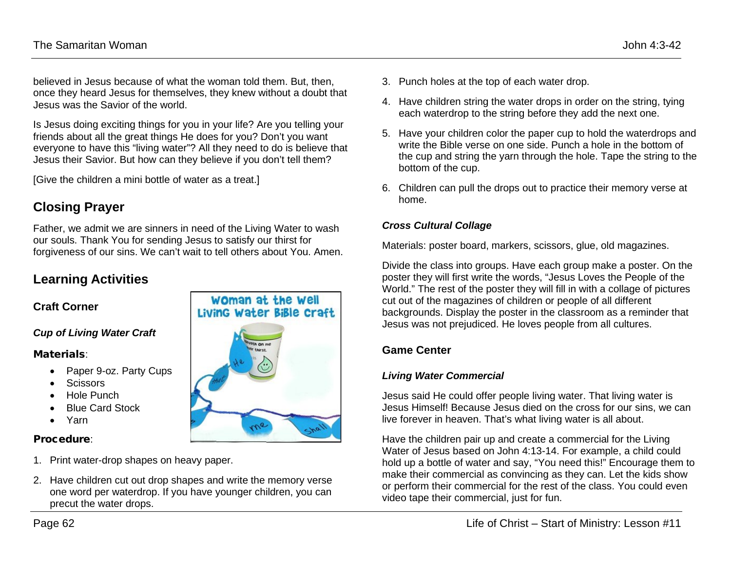believed in Jesus because of what the woman told them. But, then, once they heard Jesus for themselves, they knew without a doubt that Jesus was the Savior of the world.

Is Jesus doing exciting things for you in your life? Are you telling your friends about all the great things He does for you? Don't you want everyone to have this "living water"? All they need to do is believe that Jesus their Savior. But how can they believe if you don't tell them?

[Give the children a mini bottle of water as a treat.]

## Closing Prayer

Father, we admit we are sinners in need of the Living Water to wash our souls. Thank You for sending Jesus to satisfy our thirst for forgiveness of our sins. We can't wait to tell others about You. Amen.

## Learning Activities

### Craft Corner

***Cup of Living Water Craft***

**Materials**:

- Paper 9-oz. Party Cups
- Scissors
- Hole Punch
- Blue Card Stock
- Yarn

**Procedure**:

1. Print water-drop shapes on heavy paper.
2. Have children cut out drop shapes and write the memory verse one word per waterdrop. If you have younger children, you can precut the water drops.
3. Punch holes at the top of each water drop.
4. Have children string the water drops in order on the string, tying each waterdrop to the string before they add the next one.
5. Have your children color the paper cup to hold the waterdrops and write the Bible verse on one side. Punch a hole in the bottom of the cup and string the yarn through the hole. Tape the string to the bottom of the cup.
6. Children can pull the drops out to practice their memory verse at home.

***Cross Cultural Collage***

Materials: poster board, markers, scissors, glue, old magazines.

Divide the class into groups. Have each group make a poster. On the poster they will first write the words, "Jesus Loves the People of the World." The rest of the poster they will fill in with a collage of pictures cut out of the magazines of children or people of all different backgrounds. Display the poster in the classroom as a reminder that Jesus was not prejudiced. He loves people from all cultures.

### Game Center

***Living Water Commercial***

Jesus said He could offer people living water. That living water is Jesus Himself! Because Jesus died on the cross for our sins, we can live forever in heaven. That's what living water is all about.

Have the children pair up and create a commercial for the Living Water of Jesus based on John 4:13-14. For example, a child could hold up a bottle of water and say, "You need this!" Encourage them to make their commercial as convincing as they can. Let the kids show or perform their commercial for the rest of the class. You could even video tape their commercial, just for fun.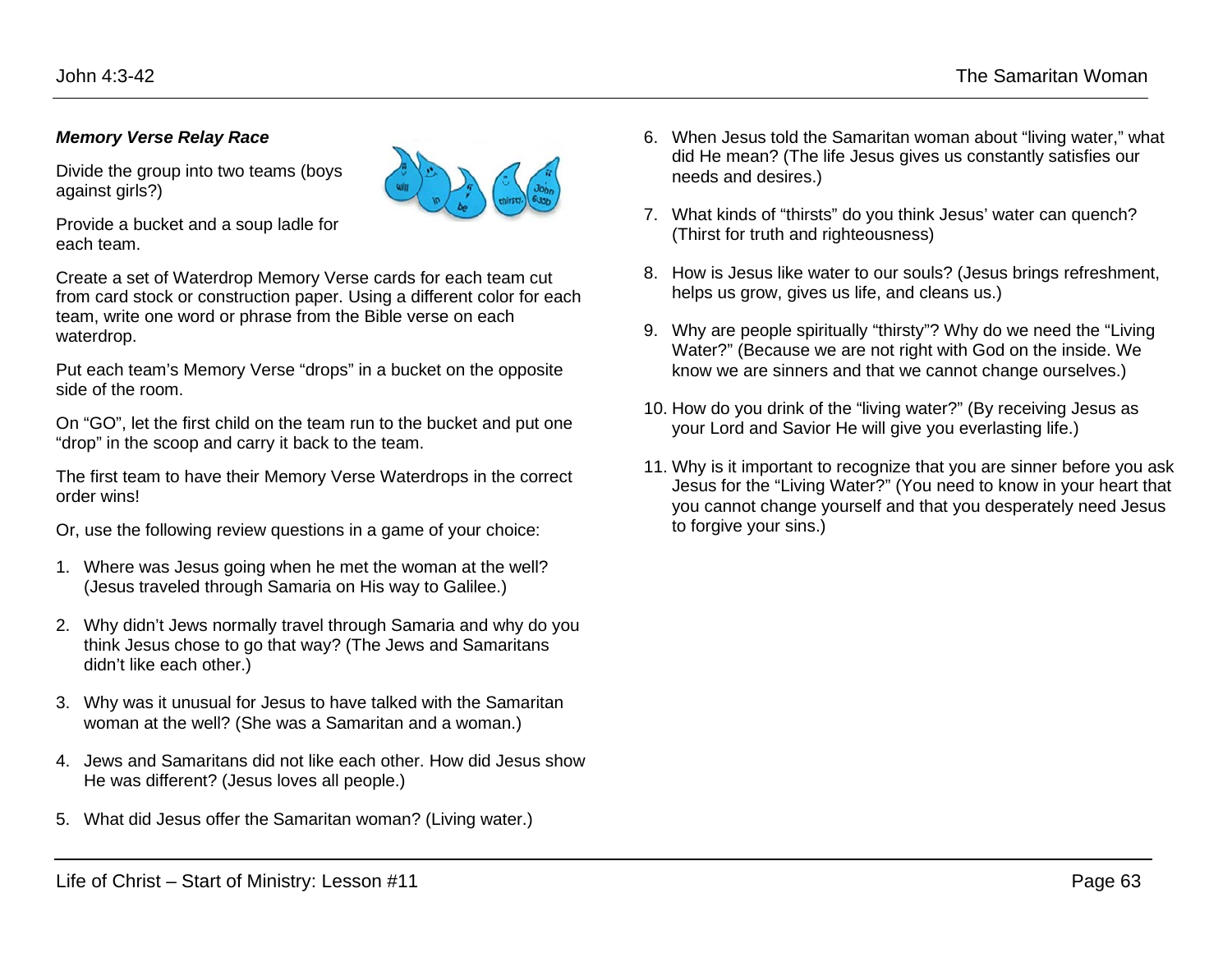***Memory Verse Relay Race***

Divide the group into two teams (boys against girls?)

Provide a bucket and a soup ladle for each team.

Create a set of Waterdrop Memory Verse cards for each team cut from card stock or construction paper. Using a different color for each team, write one word or phrase from the Bible verse on each waterdrop.

Put each team's Memory Verse "drops" in a bucket on the opposite side of the room.

On "GO", let the first child on the team run to the bucket and put one "drop" in the scoop and carry it back to the team.

The first team to have their Memory Verse Waterdrops in the correct order wins!

Or, use the following review questions in a game of your choice:

1. Where was Jesus going when he met the woman at the well? (Jesus traveled through Samaria on His way to Galilee.)

2. Why didn't Jews normally travel through Samaria and why do you think Jesus chose to go that way? (The Jews and Samaritans didn't like each other.)

3. Why was it unusual for Jesus to have talked with the Samaritan woman at the well? (She was a Samaritan and a woman.)

4. Jews and Samaritans did not like each other. How did Jesus show He was different? (Jesus loves all people.)

5. What did Jesus offer the Samaritan woman? (Living water.)

6. When Jesus told the Samaritan woman about "living water," what did He mean? (The life Jesus gives us constantly satisfies our needs and desires.)

7. What kinds of "thirsts" do you think Jesus' water can quench? (Thirst for truth and righteousness)

8. How is Jesus like water to our souls? (Jesus brings refreshment, helps us grow, gives us life, and cleans us.)

9. Why are people spiritually "thirsty"? Why do we need the "Living Water?" (Because we are not right with God on the inside. We know we are sinners and that we cannot change ourselves.)

10. How do you drink of the "living water?" (By receiving Jesus as your Lord and Savior He will give you everlasting life.)

11. Why is it important to recognize that you are sinner before you ask Jesus for the "Living Water?" (You need to know in your heart that you cannot change yourself and that you desperately need Jesus to forgive your sins.)